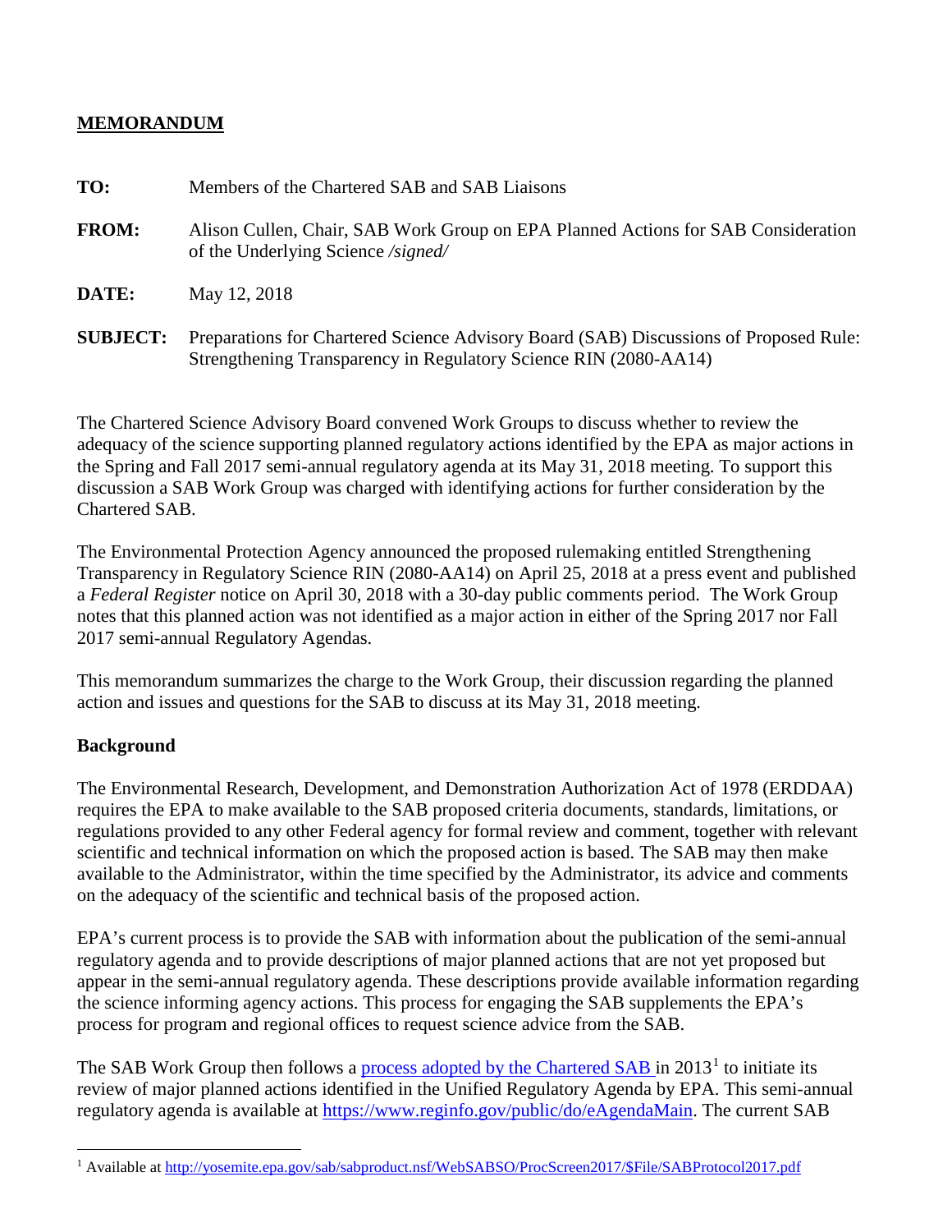## MEMORANDUM

**TO:** Members of the Chartered SAB and SAB Liaisons

**FROM:** Alison Cullen, Chair, SAB Work Group on EPA Planned Actions for SAB Consideration of the Underlying Science */signed/*

**DATE:** May 12, 2018

**SUBJECT:** Preparations for Chartered Science Advisory Board (SAB) Discussions of Proposed Rule: Strengthening Transparency in Regulatory Science RIN (2080-AA14)

The Chartered Science Advisory Board convened Work Groups to discuss whether to review the adequacy of the science supporting planned regulatory actions identified by the EPA as major actions in the Spring and Fall 2017 semi-annual regulatory agenda at its May 31, 2018 meeting. To support this discussion a SAB Work Group was charged with identifying actions for further consideration by the Chartered SAB.

The Environmental Protection Agency announced the proposed rulemaking entitled Strengthening Transparency in Regulatory Science RIN (2080-AA14) on April 25, 2018 at a press event and published a *Federal Register* notice on April 30, 2018 with a 30-day public comments period. The Work Group notes that this planned action was not identified as a major action in either of the Spring 2017 nor Fall 2017 semi-annual Regulatory Agendas.

This memorandum summarizes the charge to the Work Group, their discussion regarding the planned action and issues and questions for the SAB to discuss at its May 31, 2018 meeting.

**Background**

The Environmental Research, Development, and Demonstration Authorization Act of 1978 (ERDDAA) requires the EPA to make available to the SAB proposed criteria documents, standards, limitations, or regulations provided to any other Federal agency for formal review and comment, together with relevant scientific and technical information on which the proposed action is based. The SAB may then make available to the Administrator, within the time specified by the Administrator, its advice and comments on the adequacy of the scientific and technical basis of the proposed action.

EPA's current process is to provide the SAB with information about the publication of the semi-annual regulatory agenda and to provide descriptions of major planned actions that are not yet proposed but appear in the semi-annual regulatory agenda. These descriptions provide available information regarding the science informing agency actions. This process for engaging the SAB supplements the EPA's process for program and regional offices to request science advice from the SAB.

The SAB Work Group then follows a [process adopted by the Chartered SAB](http://yosemite.epa.gov/sab/sabproduct.nsf/WebSABSO/ProcScreen2017/$File/SABProtocol2017.pdf) in 2013[1] to initiate its review of major planned actions identified in the Unified Regulatory Agenda by EPA. This semi-annual regulatory agenda is available at https://www.reginfo.gov/public/do/eAgendaMain. The current SAB

[1] Available at http://yosemite.epa.gov/sab/sabproduct.nsf/WebSABSO/ProcScreen2017/$File/SABProtocol2017.pdf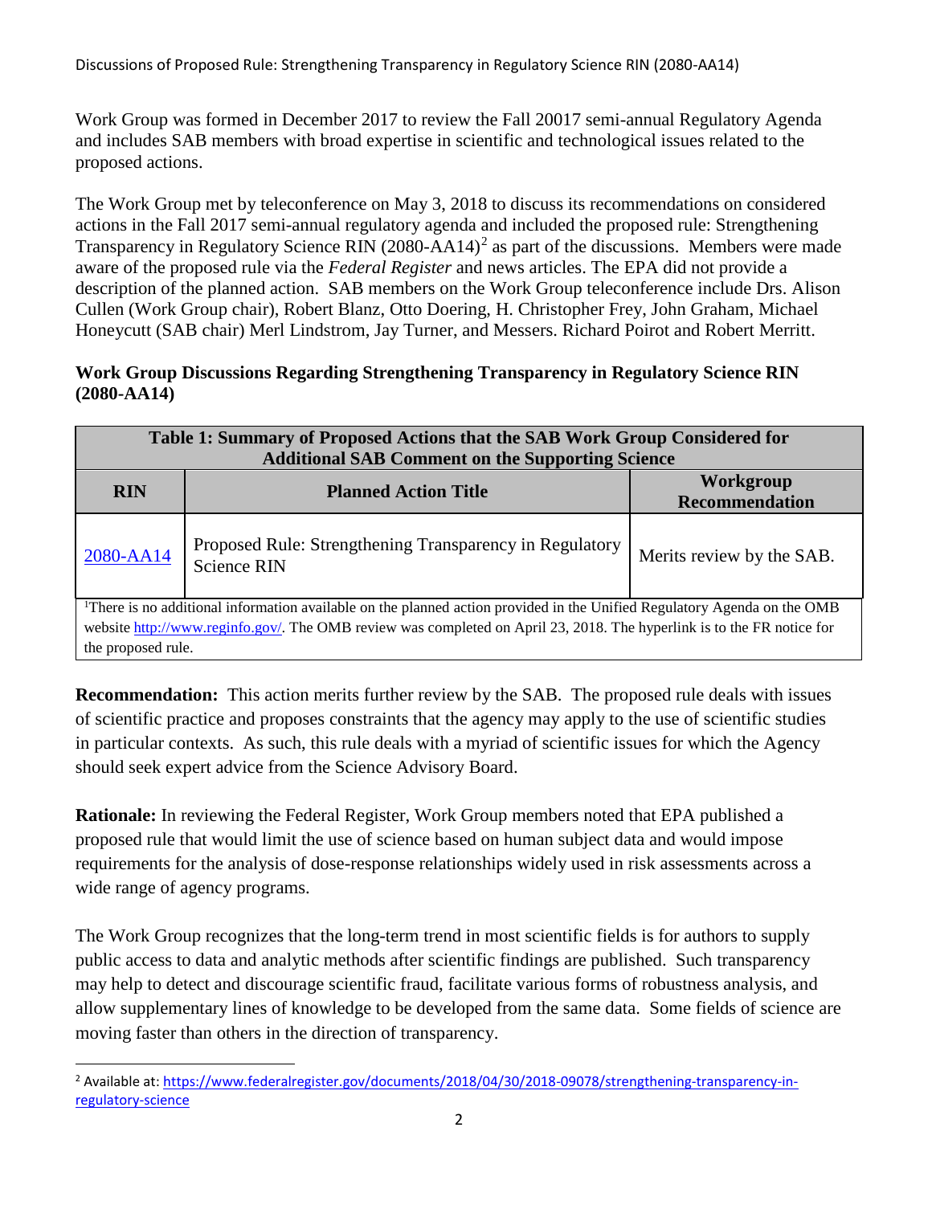Work Group was formed in December 2017 to review the Fall 20017 semi-annual Regulatory Agenda and includes SAB members with broad expertise in scientific and technological issues related to the proposed actions.

The Work Group met by teleconference on May 3, 2018 to discuss its recommendations on considered actions in the Fall 2017 semi-annual regulatory agenda and included the proposed rule: Strengthening Transparency in Regulatory Science RIN (2080-AA14)[2] as part of the discussions. Members were made aware of the proposed rule via the *Federal Register* and news articles. The EPA did not provide a description of the planned action. SAB members on the Work Group teleconference include Drs. Alison Cullen (Work Group chair), Robert Blanz, Otto Doering, H. Christopher Frey, John Graham, Michael Honeycutt (SAB chair) Merl Lindstrom, Jay Turner, and Messers. Richard Poirot and Robert Merritt.

**Work Group Discussions Regarding Strengthening Transparency in Regulatory Science RIN (2080-AA14)**

**Table 1: Summary of Proposed Actions that the SAB Work Group Considered for Additional SAB Comment on the Supporting Science**

| RIN | Planned Action Title | Workgroup Recommendation |
|---|---|---|
| 2080-AA14 | Proposed Rule: Strengthening Transparency in Regulatory Science RIN | Merits review by the SAB. |

[1]There is no additional information available on the planned action provided in the Unified Regulatory Agenda on the OMB website http://www.reginfo.gov/. The OMB review was completed on April 23, 2018. The hyperlink is to the FR notice for the proposed rule.

**Recommendation:** This action merits further review by the SAB. The proposed rule deals with issues of scientific practice and proposes constraints that the agency may apply to the use of scientific studies in particular contexts. As such, this rule deals with a myriad of scientific issues for which the Agency should seek expert advice from the Science Advisory Board.

**Rationale:** In reviewing the Federal Register, Work Group members noted that EPA published a proposed rule that would limit the use of science based on human subject data and would impose requirements for the analysis of dose-response relationships widely used in risk assessments across a wide range of agency programs.

The Work Group recognizes that the long-term trend in most scientific fields is for authors to supply public access to data and analytic methods after scientific findings are published. Such transparency may help to detect and discourage scientific fraud, facilitate various forms of robustness analysis, and allow supplementary lines of knowledge to be developed from the same data. Some fields of science are moving faster than others in the direction of transparency.

[2] Available at: https://www.federalregister.gov/documents/2018/04/30/2018-09078/strengthening-transparency-in-regulatory-science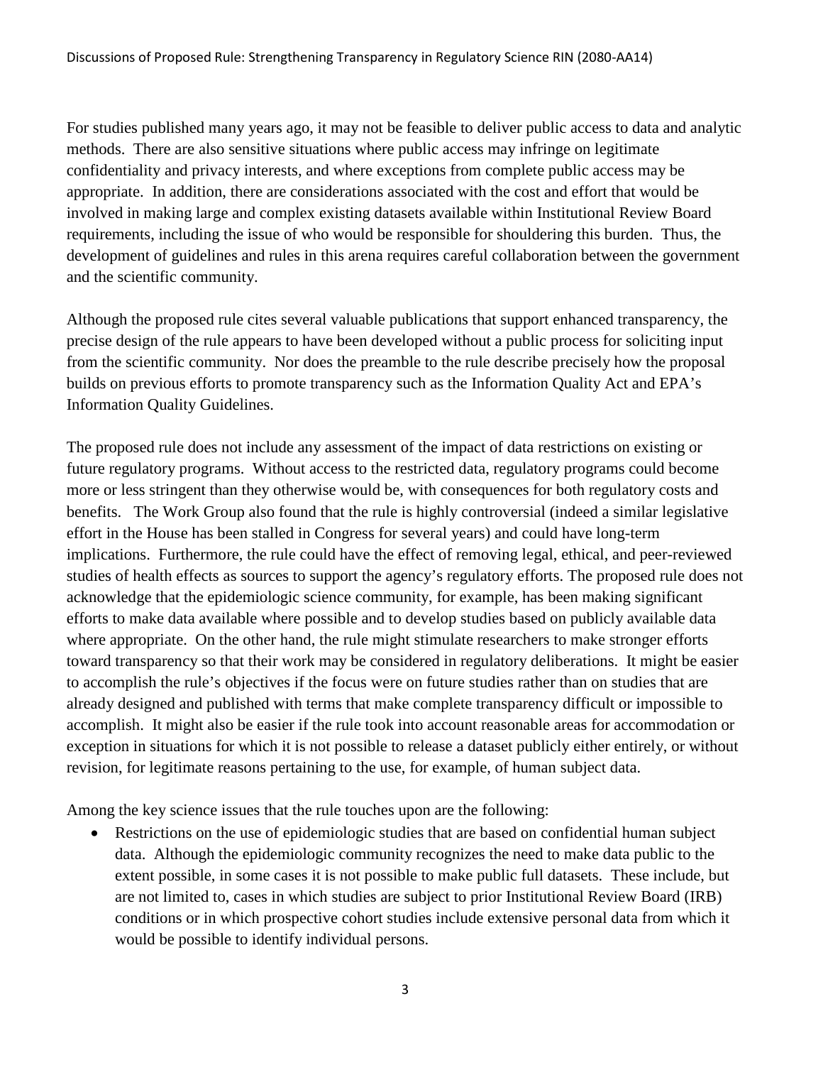For studies published many years ago, it may not be feasible to deliver public access to data and analytic methods. There are also sensitive situations where public access may infringe on legitimate confidentiality and privacy interests, and where exceptions from complete public access may be appropriate. In addition, there are considerations associated with the cost and effort that would be involved in making large and complex existing datasets available within Institutional Review Board requirements, including the issue of who would be responsible for shouldering this burden. Thus, the development of guidelines and rules in this arena requires careful collaboration between the government and the scientific community.

Although the proposed rule cites several valuable publications that support enhanced transparency, the precise design of the rule appears to have been developed without a public process for soliciting input from the scientific community. Nor does the preamble to the rule describe precisely how the proposal builds on previous efforts to promote transparency such as the Information Quality Act and EPA's Information Quality Guidelines.

The proposed rule does not include any assessment of the impact of data restrictions on existing or future regulatory programs. Without access to the restricted data, regulatory programs could become more or less stringent than they otherwise would be, with consequences for both regulatory costs and benefits. The Work Group also found that the rule is highly controversial (indeed a similar legislative effort in the House has been stalled in Congress for several years) and could have long-term implications. Furthermore, the rule could have the effect of removing legal, ethical, and peer-reviewed studies of health effects as sources to support the agency's regulatory efforts. The proposed rule does not acknowledge that the epidemiologic science community, for example, has been making significant efforts to make data available where possible and to develop studies based on publicly available data where appropriate. On the other hand, the rule might stimulate researchers to make stronger efforts toward transparency so that their work may be considered in regulatory deliberations. It might be easier to accomplish the rule's objectives if the focus were on future studies rather than on studies that are already designed and published with terms that make complete transparency difficult or impossible to accomplish. It might also be easier if the rule took into account reasonable areas for accommodation or exception in situations for which it is not possible to release a dataset publicly either entirely, or without revision, for legitimate reasons pertaining to the use, for example, of human subject data.

Among the key science issues that the rule touches upon are the following:

- Restrictions on the use of epidemiologic studies that are based on confidential human subject data. Although the epidemiologic community recognizes the need to make data public to the extent possible, in some cases it is not possible to make public full datasets. These include, but are not limited to, cases in which studies are subject to prior Institutional Review Board (IRB) conditions or in which prospective cohort studies include extensive personal data from which it would be possible to identify individual persons.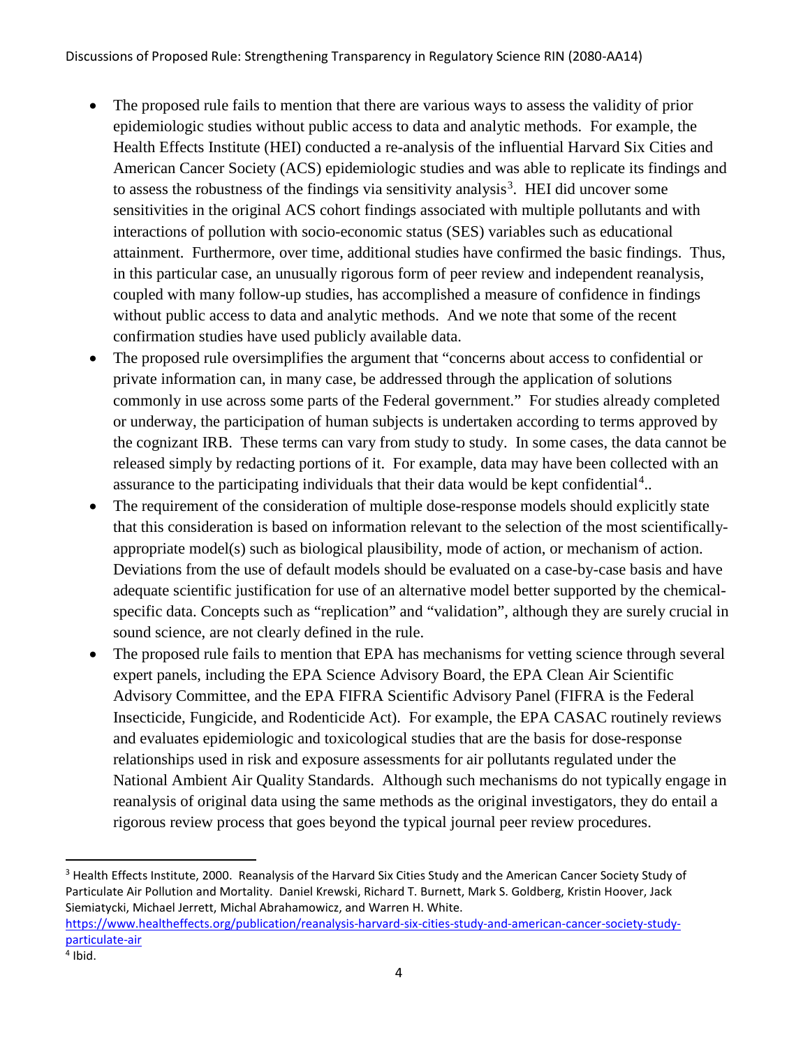- The proposed rule fails to mention that there are various ways to assess the validity of prior epidemiologic studies without public access to data and analytic methods. For example, the Health Effects Institute (HEI) conducted a re-analysis of the influential Harvard Six Cities and American Cancer Society (ACS) epidemiologic studies and was able to replicate its findings and to assess the robustness of the findings via sensitivity analysis[3]. HEI did uncover some sensitivities in the original ACS cohort findings associated with multiple pollutants and with interactions of pollution with socio-economic status (SES) variables such as educational attainment. Furthermore, over time, additional studies have confirmed the basic findings. Thus, in this particular case, an unusually rigorous form of peer review and independent reanalysis, coupled with many follow-up studies, has accomplished a measure of confidence in findings without public access to data and analytic methods. And we note that some of the recent confirmation studies have used publicly available data.
- The proposed rule oversimplifies the argument that "concerns about access to confidential or private information can, in many case, be addressed through the application of solutions commonly in use across some parts of the Federal government." For studies already completed or underway, the participation of human subjects is undertaken according to terms approved by the cognizant IRB. These terms can vary from study to study. In some cases, the data cannot be released simply by redacting portions of it. For example, data may have been collected with an assurance to the participating individuals that their data would be kept confidential[4]..
- The requirement of the consideration of multiple dose-response models should explicitly state that this consideration is based on information relevant to the selection of the most scientifically-appropriate model(s) such as biological plausibility, mode of action, or mechanism of action. Deviations from the use of default models should be evaluated on a case-by-case basis and have adequate scientific justification for use of an alternative model better supported by the chemical-specific data. Concepts such as "replication" and "validation", although they are surely crucial in sound science, are not clearly defined in the rule.
- The proposed rule fails to mention that EPA has mechanisms for vetting science through several expert panels, including the EPA Science Advisory Board, the EPA Clean Air Scientific Advisory Committee, and the EPA FIFRA Scientific Advisory Panel (FIFRA is the Federal Insecticide, Fungicide, and Rodenticide Act). For example, the EPA CASAC routinely reviews and evaluates epidemiologic and toxicological studies that are the basis for dose-response relationships used in risk and exposure assessments for air pollutants regulated under the National Ambient Air Quality Standards. Although such mechanisms do not typically engage in reanalysis of original data using the same methods as the original investigators, they do entail a rigorous review process that goes beyond the typical journal peer review procedures.

---

[3] Health Effects Institute, 2000. Reanalysis of the Harvard Six Cities Study and the American Cancer Society Study of Particulate Air Pollution and Mortality. Daniel Krewski, Richard T. Burnett, Mark S. Goldberg, Kristin Hoover, Jack Siemiatycki, Michael Jerrett, Michal Abrahamowicz, and Warren H. White. https://www.healtheffects.org/publication/reanalysis-harvard-six-cities-study-and-american-cancer-society-study-particulate-air

[4] Ibid.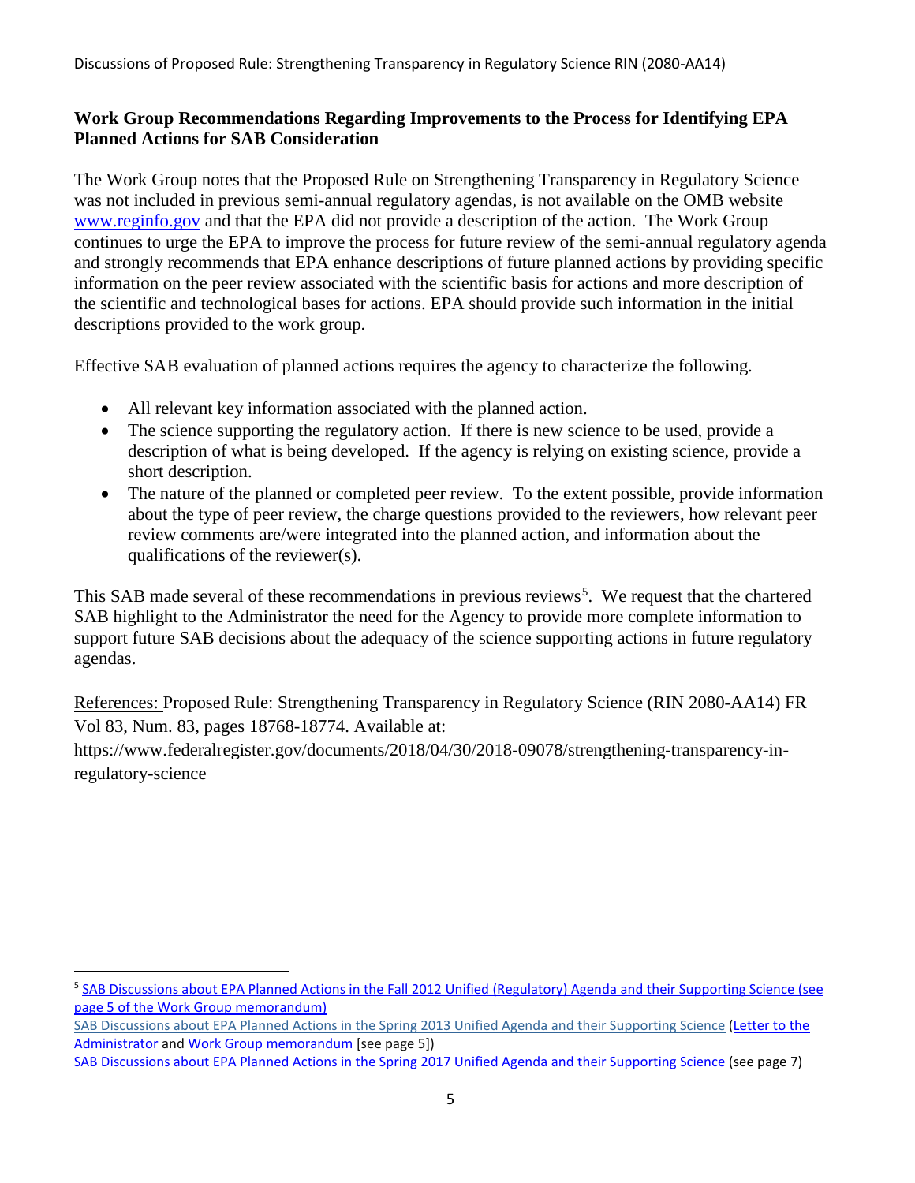**Work Group Recommendations Regarding Improvements to the Process for Identifying EPA Planned Actions for SAB Consideration**

The Work Group notes that the Proposed Rule on Strengthening Transparency in Regulatory Science was not included in previous semi-annual regulatory agendas, is not available on the OMB website www.reginfo.gov and that the EPA did not provide a description of the action. The Work Group continues to urge the EPA to improve the process for future review of the semi-annual regulatory agenda and strongly recommends that EPA enhance descriptions of future planned actions by providing specific information on the peer review associated with the scientific basis for actions and more description of the scientific and technological bases for actions. EPA should provide such information in the initial descriptions provided to the work group.

Effective SAB evaluation of planned actions requires the agency to characterize the following.

- All relevant key information associated with the planned action.
- The science supporting the regulatory action. If there is new science to be used, provide a description of what is being developed. If the agency is relying on existing science, provide a short description.
- The nature of the planned or completed peer review. To the extent possible, provide information about the type of peer review, the charge questions provided to the reviewers, how relevant peer review comments are/were integrated into the planned action, and information about the qualifications of the reviewer(s).

This SAB made several of these recommendations in previous reviews[5]. We request that the chartered SAB highlight to the Administrator the need for the Agency to provide more complete information to support future SAB decisions about the adequacy of the science supporting actions in future regulatory agendas.

References: Proposed Rule: Strengthening Transparency in Regulatory Science (RIN 2080-AA14) FR Vol 83, Num. 83, pages 18768-18774. Available at: https://www.federalregister.gov/documents/2018/04/30/2018-09078/strengthening-transparency-in-regulatory-science

---

[5] SAB Discussions about EPA Planned Actions in the Fall 2012 Unified (Regulatory) Agenda and their Supporting Science (see page 5 of the Work Group memorandum)
SAB Discussions about EPA Planned Actions in the Spring 2013 Unified Agenda and their Supporting Science (Letter to the Administrator and Work Group memorandum [see page 5])
SAB Discussions about EPA Planned Actions in the Spring 2017 Unified Agenda and their Supporting Science (see page 7)